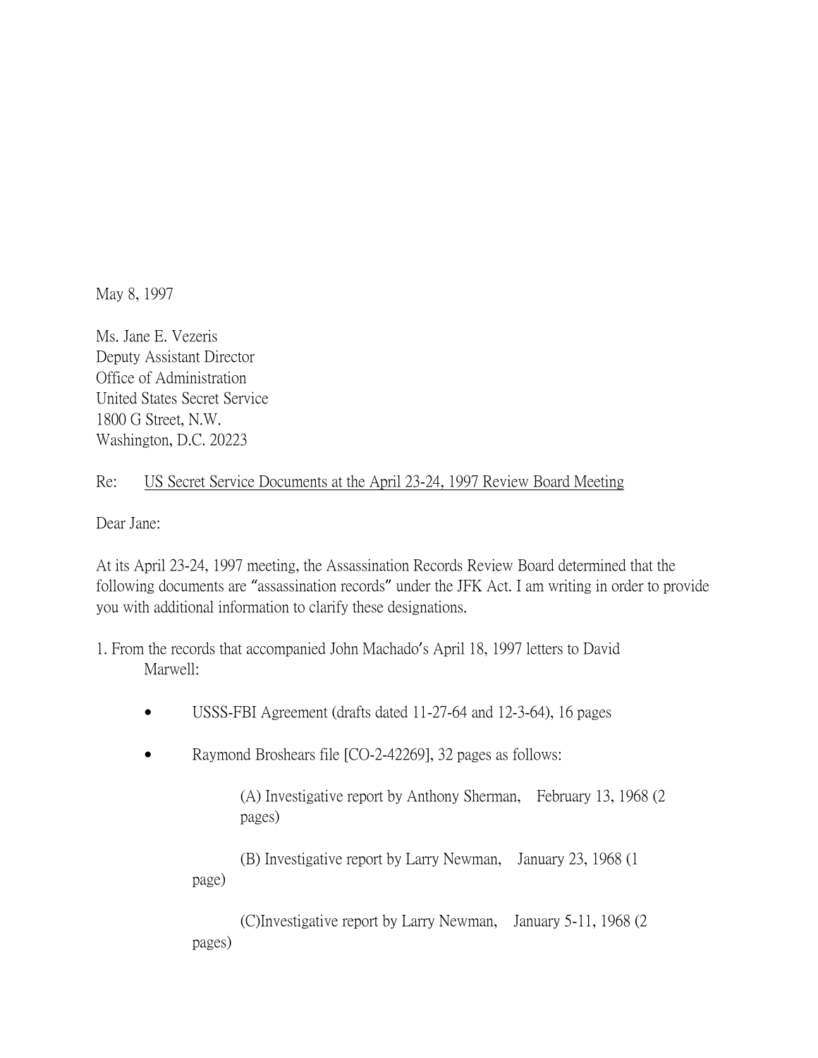May 8, 1997

Ms. Jane E. Vezeris  
Deputy Assistant Director  
Office of Administration  
United States Secret Service  
1800 G Street, N.W.  
Washington, D.C. 20223

Re: <u>US Secret Service Documents at the April 23-24, 1997 Review Board Meeting</u>

Dear Jane:

At its April 23-24, 1997 meeting, the Assassination Records Review Board determined that the following documents are "assassination records" under the JFK Act. I am writing in order to provide you with additional information to clarify these designations.

1. From the records that accompanied John Machado's April 18, 1997 letters to David Marwell:

- USSS-FBI Agreement (drafts dated 11-27-64 and 12-3-64), 16 pages

- Raymond Broshears file [CO-2-42269], 32 pages as follows:

  (A) Investigative report by Anthony Sherman, February 13, 1968 (2 pages)

  (B) Investigative report by Larry Newman, January 23, 1968 (1 page)

  (C)Investigative report by Larry Newman, January 5-11, 1968 (2 pages)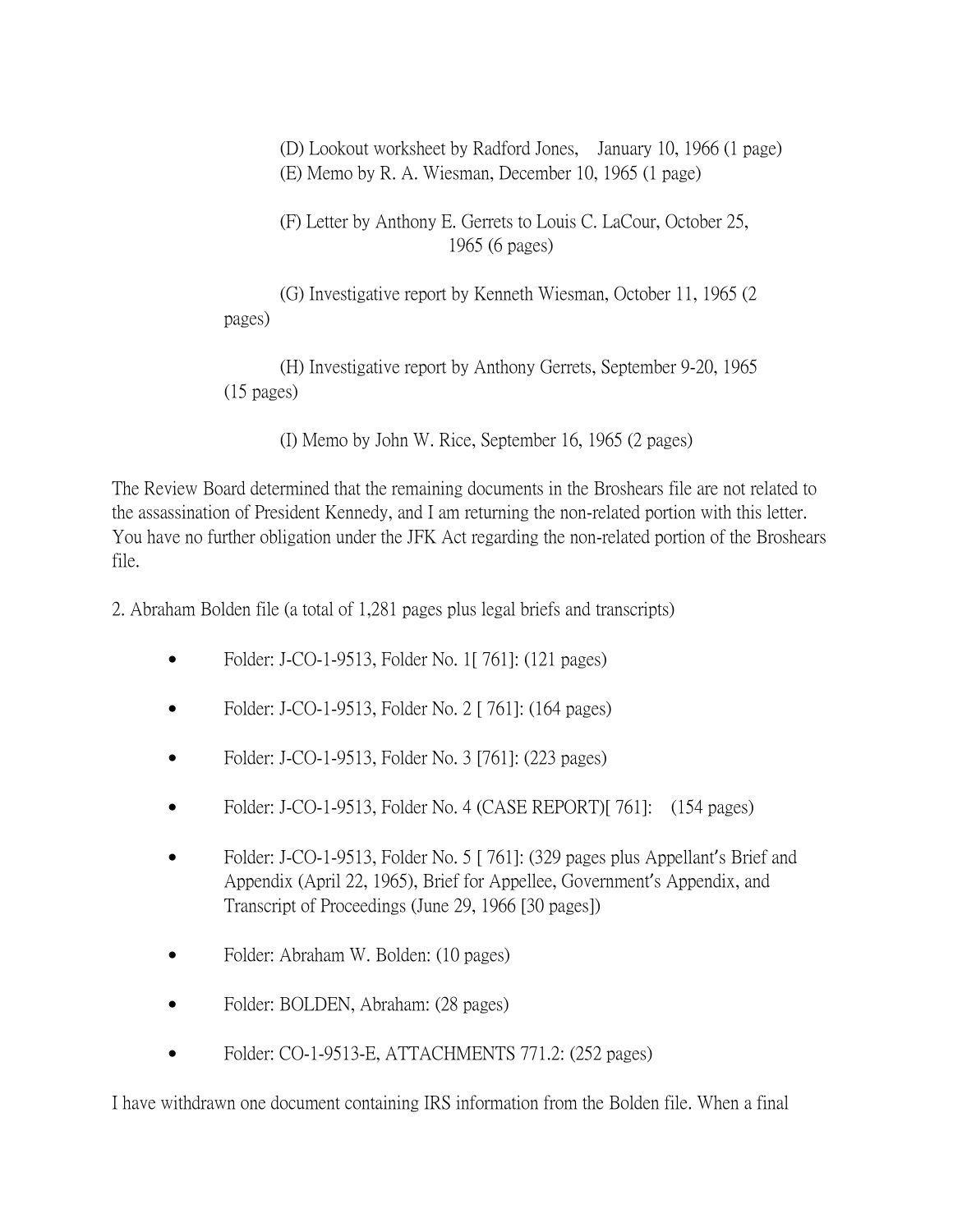(D) Lookout worksheet by Radford Jones, January 10, 1966 (1 page)

(E) Memo by R. A. Wiesman, December 10, 1965 (1 page)

(F) Letter by Anthony E. Gerrets to Louis C. LaCour, October 25, 1965 (6 pages)

(G) Investigative report by Kenneth Wiesman, October 11, 1965 (2 pages)

(H) Investigative report by Anthony Gerrets, September 9-20, 1965 (15 pages)

(I) Memo by John W. Rice, September 16, 1965 (2 pages)

The Review Board determined that the remaining documents in the Broshears file are not related to the assassination of President Kennedy, and I am returning the non-related portion with this letter. You have no further obligation under the JFK Act regarding the non-related portion of the Broshears file.

2. Abraham Bolden file (a total of 1,281 pages plus legal briefs and transcripts)

- Folder: J-CO-1-9513, Folder No. 1[ 761]: (121 pages)
- Folder: J-CO-1-9513, Folder No. 2 [ 761]: (164 pages)
- Folder: J-CO-1-9513, Folder No. 3 [761]: (223 pages)
- Folder: J-CO-1-9513, Folder No. 4 (CASE REPORT)[ 761]: (154 pages)
- Folder: J-CO-1-9513, Folder No. 5 [ 761]: (329 pages plus Appellant's Brief and Appendix (April 22, 1965), Brief for Appellee, Government's Appendix, and Transcript of Proceedings (June 29, 1966 [30 pages])
- Folder: Abraham W. Bolden: (10 pages)
- Folder: BOLDEN, Abraham: (28 pages)
- Folder: CO-1-9513-E, ATTACHMENTS 771.2: (252 pages)

I have withdrawn one document containing IRS information from the Bolden file. When a final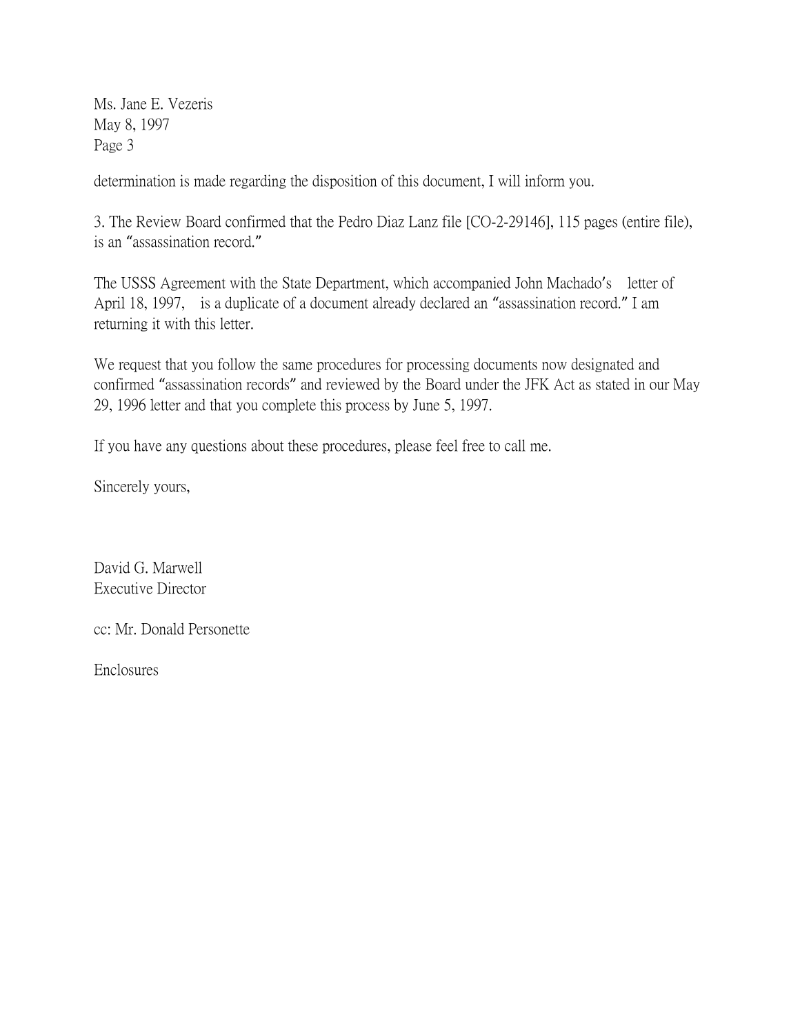determination is made regarding the disposition of this document, I will inform you.

3. The Review Board confirmed that the Pedro Diaz Lanz file [CO-2-29146], 115 pages (entire file), is an "assassination record."

The USSS Agreement with the State Department, which accompanied John Machado's letter of April 18, 1997, is a duplicate of a document already declared an "assassination record." I am returning it with this letter.

We request that you follow the same procedures for processing documents now designated and confirmed "assassination records" and reviewed by the Board under the JFK Act as stated in our May 29, 1996 letter and that you complete this process by June 5, 1997.

If you have any questions about these procedures, please feel free to call me.

Sincerely yours,

David G. Marwell
Executive Director

cc: Mr. Donald Personette

Enclosures